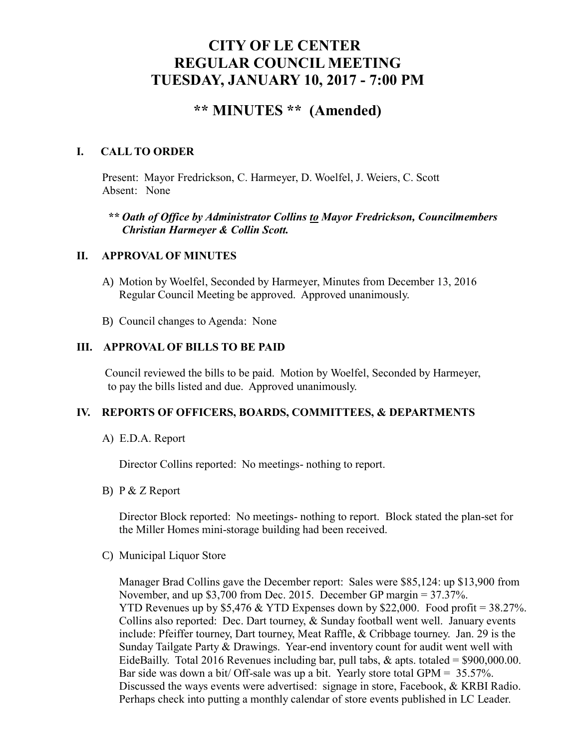# CITY OF LE CENTER
# REGULAR COUNCIL MEETING
# TUESDAY, JANUARY 10, 2017 - 7:00 PM

## ** MINUTES ** (Amended)

### I. CALL TO ORDER

Present: Mayor Fredrickson, C. Harmeyer, D. Woelfel, J. Weiers, C. Scott
Absent: None

***** Oath of Office by Administrator Collins <u>to</u> Mayor Fredrickson, Councilmembers Christian Harmeyer & Collin Scott.***

### II. APPROVAL OF MINUTES

A) Motion by Woelfel, Seconded by Harmeyer, Minutes from December 13, 2016 Regular Council Meeting be approved. Approved unanimously.

B) Council changes to Agenda: None

### III. APPROVAL OF BILLS TO BE PAID

Council reviewed the bills to be paid. Motion by Woelfel, Seconded by Harmeyer, to pay the bills listed and due. Approved unanimously.

### IV. REPORTS OF OFFICERS, BOARDS, COMMITTEES, & DEPARTMENTS

A) E.D.A. Report

Director Collins reported: No meetings- nothing to report.

B) P & Z Report

Director Block reported: No meetings- nothing to report. Block stated the plan-set for the Miller Homes mini-storage building had been received.

C) Municipal Liquor Store

Manager Brad Collins gave the December report: Sales were $85,124: up $13,900 from November, and up $3,700 from Dec. 2015. December GP margin = 37.37%. YTD Revenues up by $5,476 & YTD Expenses down by $22,000. Food profit = 38.27%. Collins also reported: Dec. Dart tourney, & Sunday football went well. January events include: Pfeiffer tourney, Dart tourney, Meat Raffle, & Cribbage tourney. Jan. 29 is the Sunday Tailgate Party & Drawings. Year-end inventory count for audit went well with EideBailly. Total 2016 Revenues including bar, pull tabs, & apts. totaled = $900,000.00. Bar side was down a bit/ Off-sale was up a bit. Yearly store total GPM = 35.57%. Discussed the ways events were advertised: signage in store, Facebook, & KRBI Radio. Perhaps check into putting a monthly calendar of store events published in LC Leader.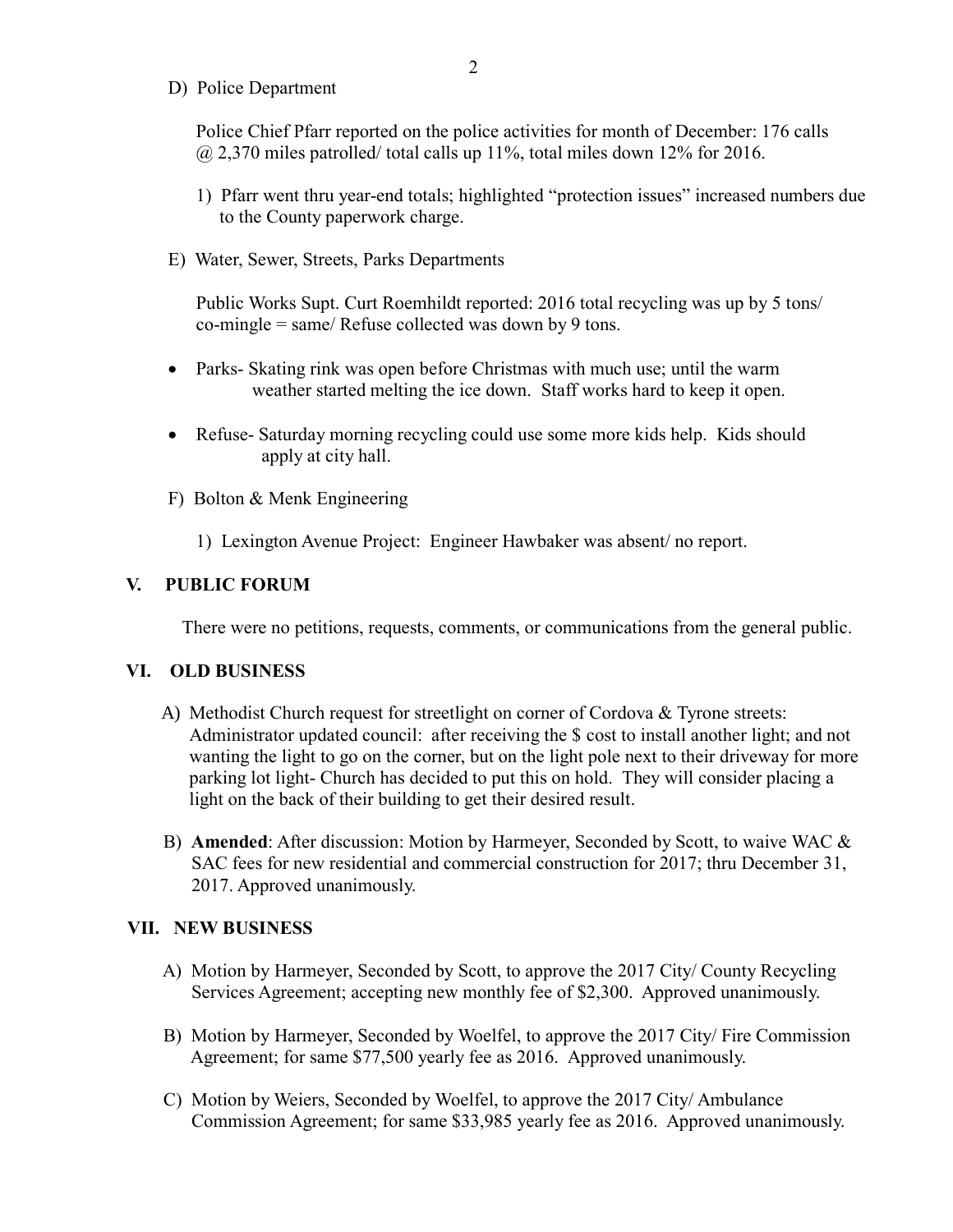D) Police Department

Police Chief Pfarr reported on the police activities for month of December: 176 calls @ 2,370 miles patrolled/ total calls up 11%, total miles down 12% for 2016.

1) Pfarr went thru year-end totals; highlighted "protection issues" increased numbers due to the County paperwork charge.

E) Water, Sewer, Streets, Parks Departments

Public Works Supt. Curt Roemhildt reported: 2016 total recycling was up by 5 tons/ co-mingle = same/ Refuse collected was down by 9 tons.

- Parks- Skating rink was open before Christmas with much use; until the warm weather started melting the ice down. Staff works hard to keep it open.
- Refuse- Saturday morning recycling could use some more kids help. Kids should apply at city hall.

F) Bolton & Menk Engineering

1) Lexington Avenue Project: Engineer Hawbaker was absent/ no report.

## V. PUBLIC FORUM

There were no petitions, requests, comments, or communications from the general public.

## VI. OLD BUSINESS

A) Methodist Church request for streetlight on corner of Cordova & Tyrone streets: Administrator updated council: after receiving the $ cost to install another light; and not wanting the light to go on the corner, but on the light pole next to their driveway for more parking lot light- Church has decided to put this on hold. They will consider placing a light on the back of their building to get their desired result.

B) **Amended**: After discussion: Motion by Harmeyer, Seconded by Scott, to waive WAC & SAC fees for new residential and commercial construction for 2017; thru December 31, 2017. Approved unanimously.

## VII. NEW BUSINESS

A) Motion by Harmeyer, Seconded by Scott, to approve the 2017 City/ County Recycling Services Agreement; accepting new monthly fee of $2,300. Approved unanimously.

B) Motion by Harmeyer, Seconded by Woelfel, to approve the 2017 City/ Fire Commission Agreement; for same $77,500 yearly fee as 2016. Approved unanimously.

C) Motion by Weiers, Seconded by Woelfel, to approve the 2017 City/ Ambulance Commission Agreement; for same $33,985 yearly fee as 2016. Approved unanimously.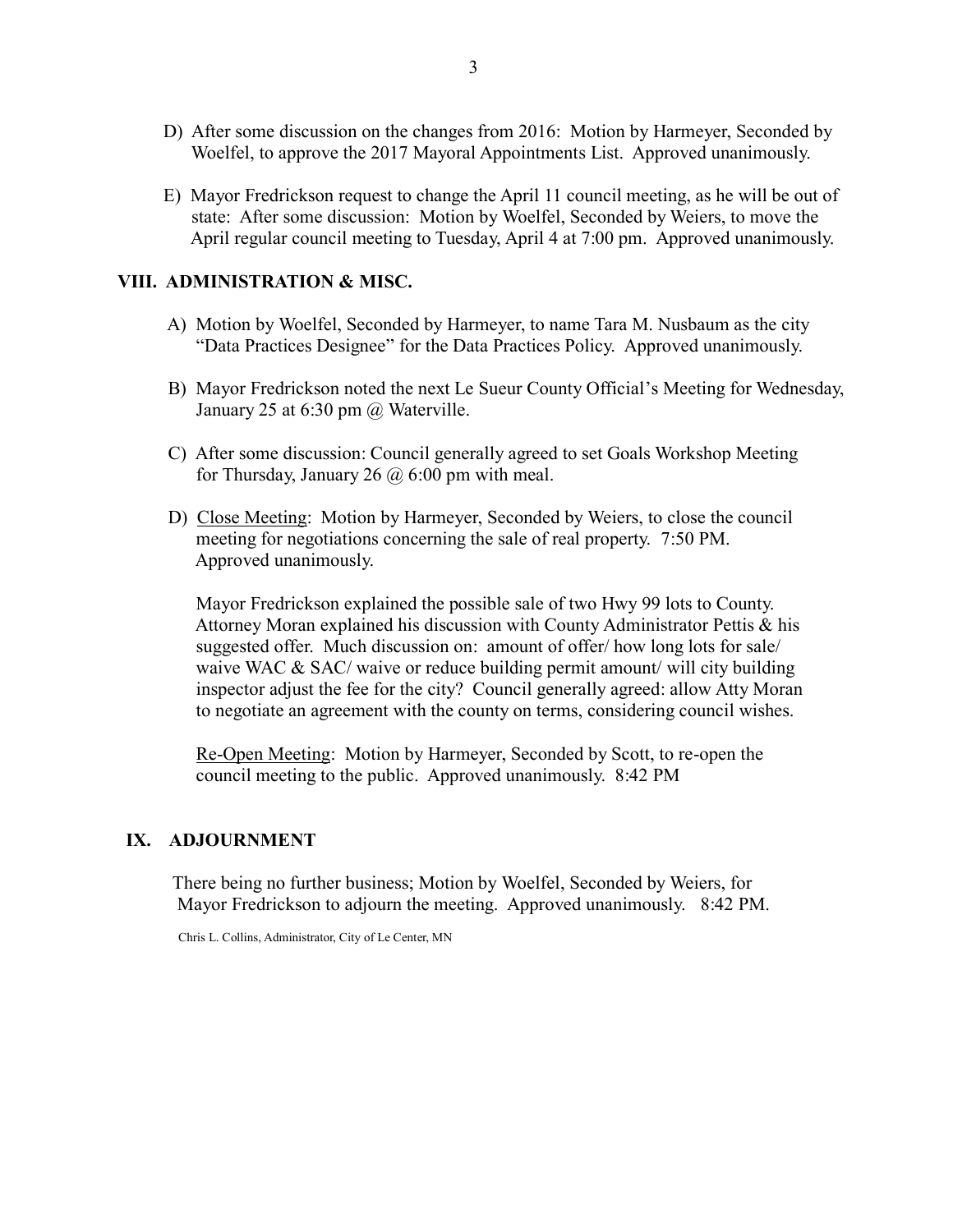D) After some discussion on the changes from 2016: Motion by Harmeyer, Seconded by Woelfel, to approve the 2017 Mayoral Appointments List. Approved unanimously.

E) Mayor Fredrickson request to change the April 11 council meeting, as he will be out of state: After some discussion: Motion by Woelfel, Seconded by Weiers, to move the April regular council meeting to Tuesday, April 4 at 7:00 pm. Approved unanimously.

## VIII. ADMINISTRATION & MISC.

A) Motion by Woelfel, Seconded by Harmeyer, to name Tara M. Nusbaum as the city "Data Practices Designee" for the Data Practices Policy. Approved unanimously.

B) Mayor Fredrickson noted the next Le Sueur County Official's Meeting for Wednesday, January 25 at 6:30 pm @ Waterville.

C) After some discussion: Council generally agreed to set Goals Workshop Meeting for Thursday, January 26 @ 6:00 pm with meal.

D) Close Meeting: Motion by Harmeyer, Seconded by Weiers, to close the council meeting for negotiations concerning the sale of real property. 7:50 PM. Approved unanimously.

Mayor Fredrickson explained the possible sale of two Hwy 99 lots to County. Attorney Moran explained his discussion with County Administrator Pettis & his suggested offer. Much discussion on: amount of offer/ how long lots for sale/ waive WAC & SAC/ waive or reduce building permit amount/ will city building inspector adjust the fee for the city? Council generally agreed: allow Atty Moran to negotiate an agreement with the county on terms, considering council wishes.

Re-Open Meeting: Motion by Harmeyer, Seconded by Scott, to re-open the council meeting to the public. Approved unanimously. 8:42 PM

## IX. ADJOURNMENT

There being no further business; Motion by Woelfel, Seconded by Weiers, for Mayor Fredrickson to adjourn the meeting. Approved unanimously. 8:42 PM.

Chris L. Collins, Administrator, City of Le Center, MN